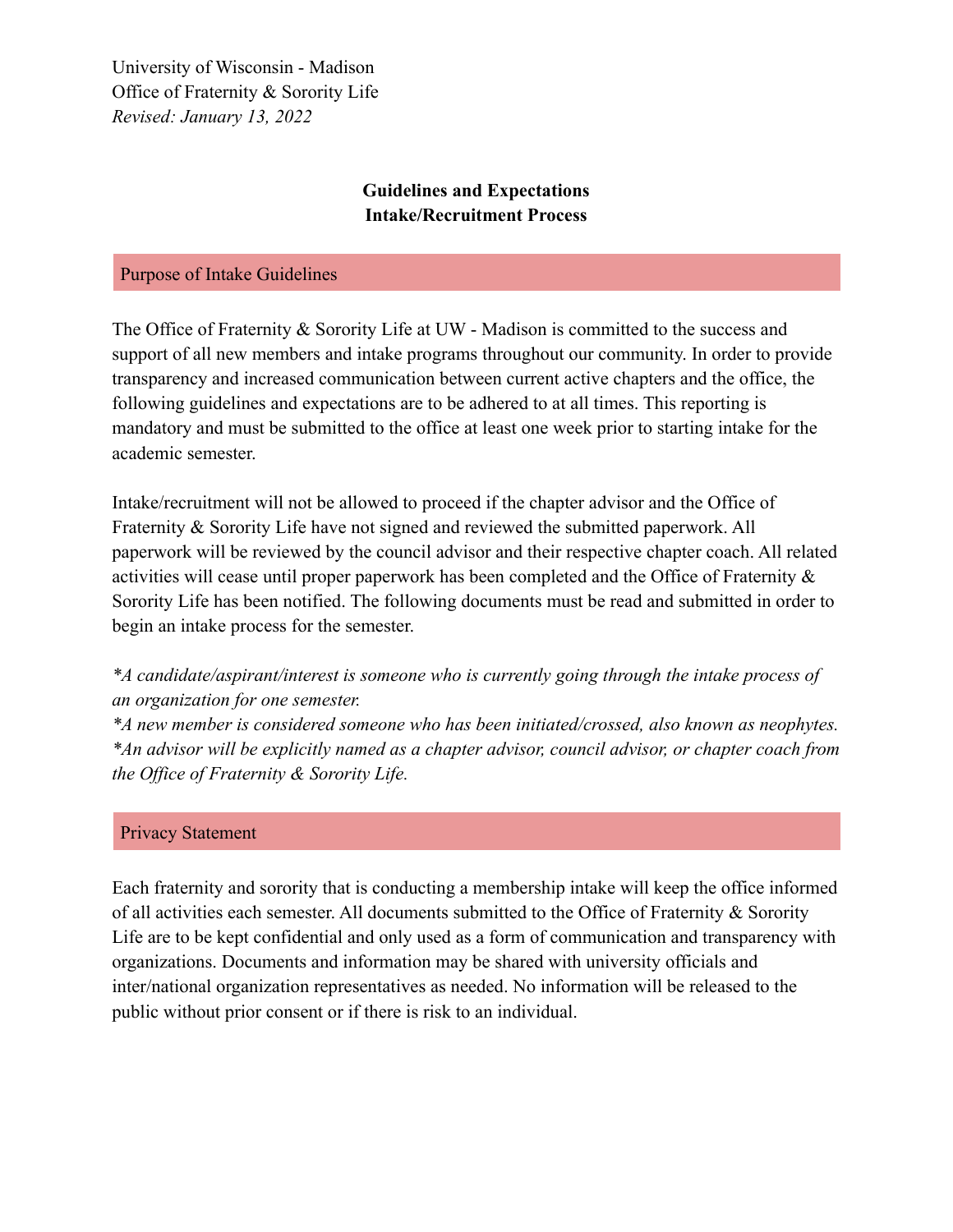University of Wisconsin - Madison
Office of Fraternity & Sorority Life
*Revised: January 13, 2022*

# Guidelines and Expectations
# Intake/Recruitment Process

## Purpose of Intake Guidelines

The Office of Fraternity & Sorority Life at UW - Madison is committed to the success and support of all new members and intake programs throughout our community. In order to provide transparency and increased communication between current active chapters and the office, the following guidelines and expectations are to be adhered to at all times. This reporting is mandatory and must be submitted to the office at least one week prior to starting intake for the academic semester.

Intake/recruitment will not be allowed to proceed if the chapter advisor and the Office of Fraternity & Sorority Life have not signed and reviewed the submitted paperwork. All paperwork will be reviewed by the council advisor and their respective chapter coach. All related activities will cease until proper paperwork has been completed and the Office of Fraternity & Sorority Life has been notified. The following documents must be read and submitted in order to begin an intake process for the semester.

*\*A candidate/aspirant/interest is someone who is currently going through the intake process of an organization for one semester.*
*\*A new member is considered someone who has been initiated/crossed, also known as neophytes.*
*\*An advisor will be explicitly named as a chapter advisor, council advisor, or chapter coach from the Office of Fraternity & Sorority Life.*

## Privacy Statement

Each fraternity and sorority that is conducting a membership intake will keep the office informed of all activities each semester. All documents submitted to the Office of Fraternity & Sorority Life are to be kept confidential and only used as a form of communication and transparency with organizations. Documents and information may be shared with university officials and inter/national organization representatives as needed. No information will be released to the public without prior consent or if there is risk to an individual.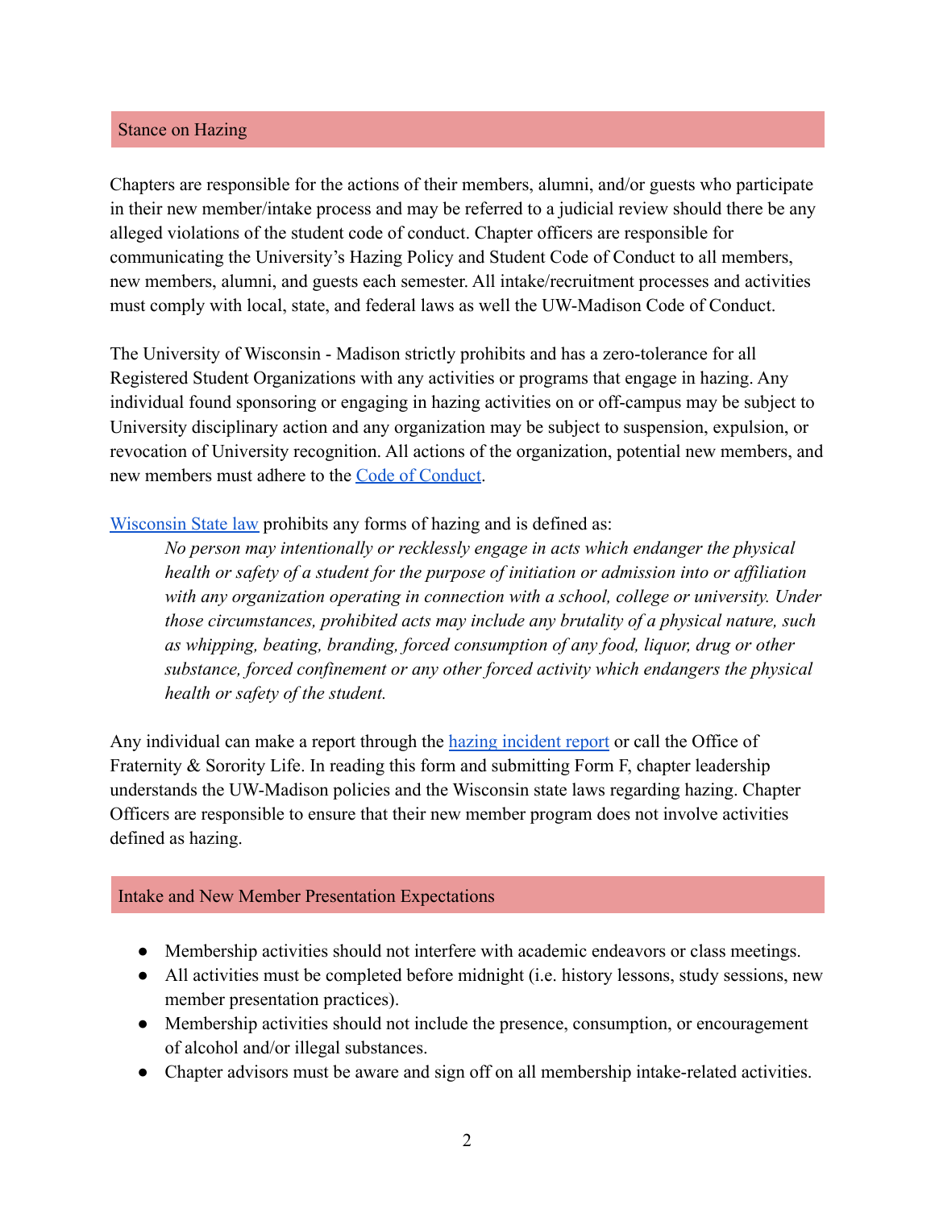## Stance on Hazing

Chapters are responsible for the actions of their members, alumni, and/or guests who participate in their new member/intake process and may be referred to a judicial review should there be any alleged violations of the student code of conduct. Chapter officers are responsible for communicating the University's Hazing Policy and Student Code of Conduct to all members, new members, alumni, and guests each semester. All intake/recruitment processes and activities must comply with local, state, and federal laws as well the UW-Madison Code of Conduct.

The University of Wisconsin - Madison strictly prohibits and has a zero-tolerance for all Registered Student Organizations with any activities or programs that engage in hazing. Any individual found sponsoring or engaging in hazing activities on or off-campus may be subject to University disciplinary action and any organization may be subject to suspension, expulsion, or revocation of University recognition. All actions of the organization, potential new members, and new members must adhere to the Code of Conduct.

Wisconsin State law prohibits any forms of hazing and is defined as:

> *No person may intentionally or recklessly engage in acts which endanger the physical health or safety of a student for the purpose of initiation or admission into or affiliation with any organization operating in connection with a school, college or university. Under those circumstances, prohibited acts may include any brutality of a physical nature, such as whipping, beating, branding, forced consumption of any food, liquor, drug or other substance, forced confinement or any other forced activity which endangers the physical health or safety of the student.*

Any individual can make a report through the hazing incident report or call the Office of Fraternity & Sorority Life. In reading this form and submitting Form F, chapter leadership understands the UW-Madison policies and the Wisconsin state laws regarding hazing. Chapter Officers are responsible to ensure that their new member program does not involve activities defined as hazing.

## Intake and New Member Presentation Expectations

- Membership activities should not interfere with academic endeavors or class meetings.
- All activities must be completed before midnight (i.e. history lessons, study sessions, new member presentation practices).
- Membership activities should not include the presence, consumption, or encouragement of alcohol and/or illegal substances.
- Chapter advisors must be aware and sign off on all membership intake-related activities.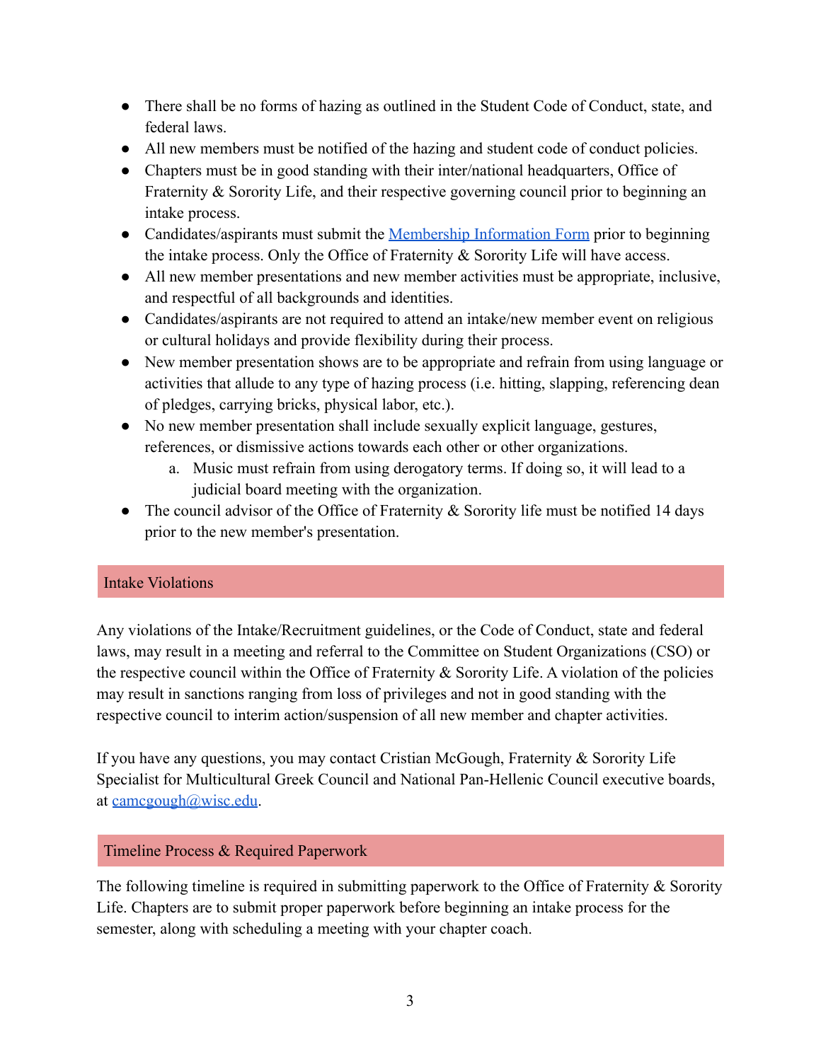- There shall be no forms of hazing as outlined in the Student Code of Conduct, state, and federal laws.
- All new members must be notified of the hazing and student code of conduct policies.
- Chapters must be in good standing with their inter/national headquarters, Office of Fraternity & Sorority Life, and their respective governing council prior to beginning an intake process.
- Candidates/aspirants must submit the [Membership Information Form]() prior to beginning the intake process. Only the Office of Fraternity & Sorority Life will have access.
- All new member presentations and new member activities must be appropriate, inclusive, and respectful of all backgrounds and identities.
- Candidates/aspirants are not required to attend an intake/new member event on religious or cultural holidays and provide flexibility during their process.
- New member presentation shows are to be appropriate and refrain from using language or activities that allude to any type of hazing process (i.e. hitting, slapping, referencing dean of pledges, carrying bricks, physical labor, etc.).
- No new member presentation shall include sexually explicit language, gestures, references, or dismissive actions towards each other or other organizations.
    a. Music must refrain from using derogatory terms. If doing so, it will lead to a judicial board meeting with the organization.
- The council advisor of the Office of Fraternity & Sorority life must be notified 14 days prior to the new member's presentation.

## Intake Violations

Any violations of the Intake/Recruitment guidelines, or the Code of Conduct, state and federal laws, may result in a meeting and referral to the Committee on Student Organizations (CSO) or the respective council within the Office of Fraternity & Sorority Life. A violation of the policies may result in sanctions ranging from loss of privileges and not in good standing with the respective council to interim action/suspension of all new member and chapter activities.

If you have any questions, you may contact Cristian McGough, Fraternity & Sorority Life Specialist for Multicultural Greek Council and National Pan-Hellenic Council executive boards, at [camcgough@wisc.edu](mailto:camcgough@wisc.edu).

## Timeline Process & Required Paperwork

The following timeline is required in submitting paperwork to the Office of Fraternity & Sorority Life. Chapters are to submit proper paperwork before beginning an intake process for the semester, along with scheduling a meeting with your chapter coach.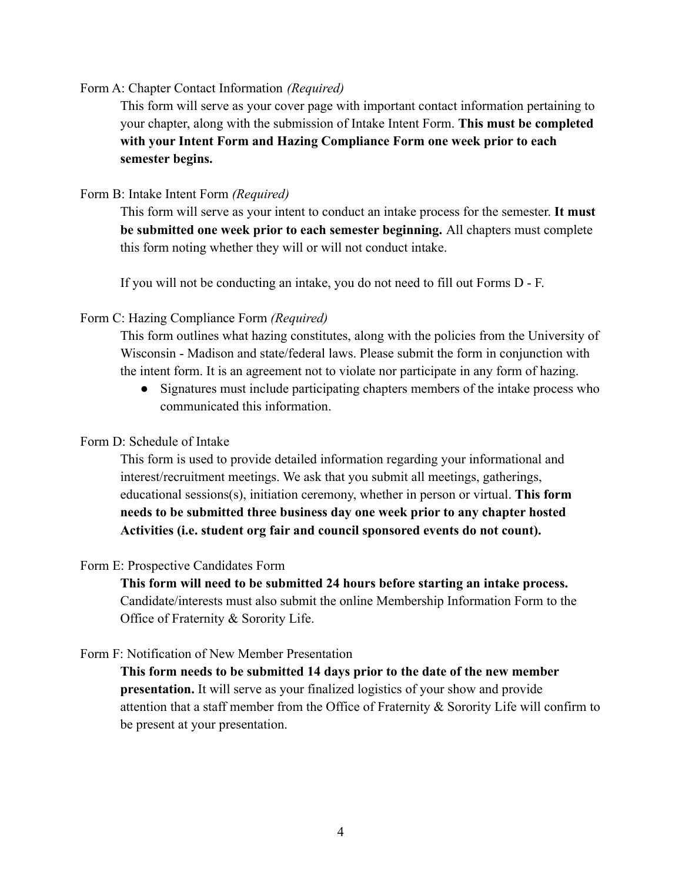Form A: Chapter Contact Information *(Required)*

This form will serve as your cover page with important contact information pertaining to your chapter, along with the submission of Intake Intent Form. **This must be completed with your Intent Form and Hazing Compliance Form one week prior to each semester begins.**

Form B: Intake Intent Form *(Required)*

This form will serve as your intent to conduct an intake process for the semester. **It must be submitted one week prior to each semester beginning.** All chapters must complete this form noting whether they will or will not conduct intake.

If you will not be conducting an intake, you do not need to fill out Forms D - F.

Form C: Hazing Compliance Form *(Required)*

This form outlines what hazing constitutes, along with the policies from the University of Wisconsin - Madison and state/federal laws. Please submit the form in conjunction with the intent form. It is an agreement not to violate nor participate in any form of hazing.

- Signatures must include participating chapters members of the intake process who communicated this information.

Form D: Schedule of Intake

This form is used to provide detailed information regarding your informational and interest/recruitment meetings. We ask that you submit all meetings, gatherings, educational sessions(s), initiation ceremony, whether in person or virtual. **This form needs to be submitted three business day one week prior to any chapter hosted Activities (i.e. student org fair and council sponsored events do not count).**

Form E: Prospective Candidates Form

**This form will need to be submitted 24 hours before starting an intake process.** Candidate/interests must also submit the online Membership Information Form to the Office of Fraternity & Sorority Life.

Form F: Notification of New Member Presentation

**This form needs to be submitted 14 days prior to the date of the new member presentation.** It will serve as your finalized logistics of your show and provide attention that a staff member from the Office of Fraternity & Sorority Life will confirm to be present at your presentation.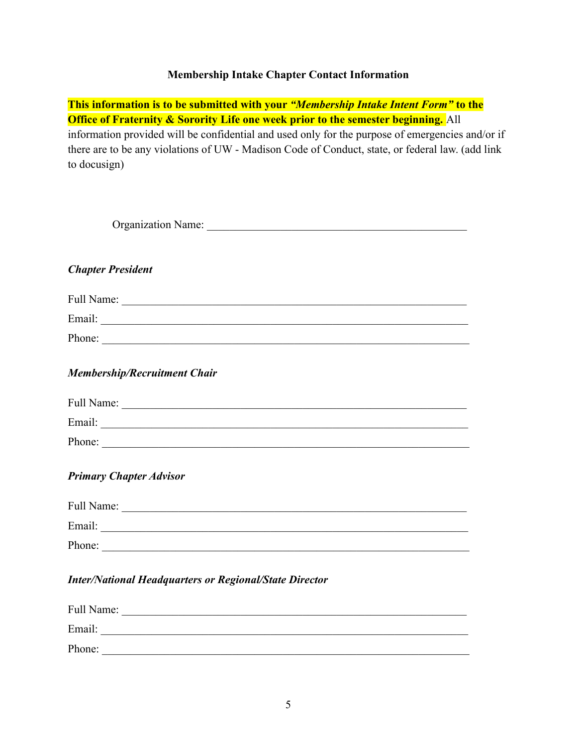**Membership Intake Chapter Contact Information**

**This information is to be submitted with your *"Membership Intake Intent Form"* to the Office of Fraternity & Sorority Life one week prior to the semester beginning.** All information provided will be confidential and used only for the purpose of emergencies and/or if there are to be any violations of UW - Madison Code of Conduct, state, or federal law. (add link to docusign)

Organization Name: ________________________________________________

***Chapter President***

Full Name: ______________________________________________________________

Email: _________________________________________________________________

Phone: _________________________________________________________________

***Membership/Recruitment Chair***

Full Name: ______________________________________________________________

Email: _________________________________________________________________

Phone: _________________________________________________________________

***Primary Chapter Advisor***

Full Name: ______________________________________________________________

Email: _________________________________________________________________

Phone: _________________________________________________________________

***Inter/National Headquarters or Regional/State Director***

Full Name: ______________________________________________________________

Email: _________________________________________________________________

Phone: _________________________________________________________________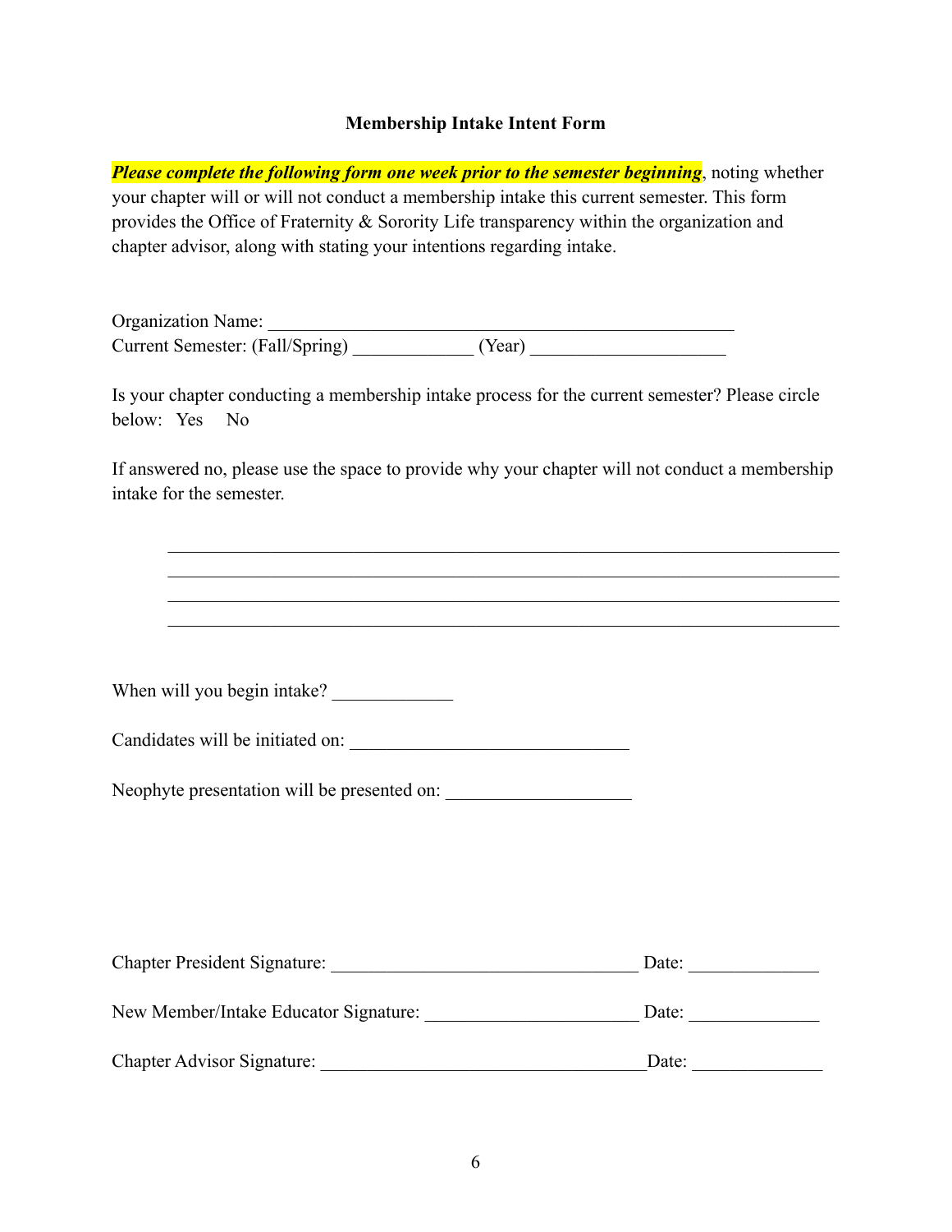**Membership Intake Intent Form**

***Please complete the following form one week prior to the semester beginning***, noting whether your chapter will or will not conduct a membership intake this current semester. This form provides the Office of Fraternity & Sorority Life transparency within the organization and chapter advisor, along with stating your intentions regarding intake.

Organization Name: ___________________________________________________
Current Semester: (Fall/Spring) _____________ (Year) _____________________

Is your chapter conducting a membership intake process for the current semester? Please circle below: Yes No

If answered no, please use the space to provide why your chapter will not conduct a membership intake for the semester.

______________________________________________________________________
______________________________________________________________________
______________________________________________________________________
______________________________________________________________________

When will you begin intake? _____________

Candidates will be initiated on: ______________________________

Neophyte presentation will be presented on: ____________________

Chapter President Signature: _________________________________ Date: ______________

New Member/Intake Educator Signature: ______________________ Date: ______________

Chapter Advisor Signature: ___________________________________Date: ______________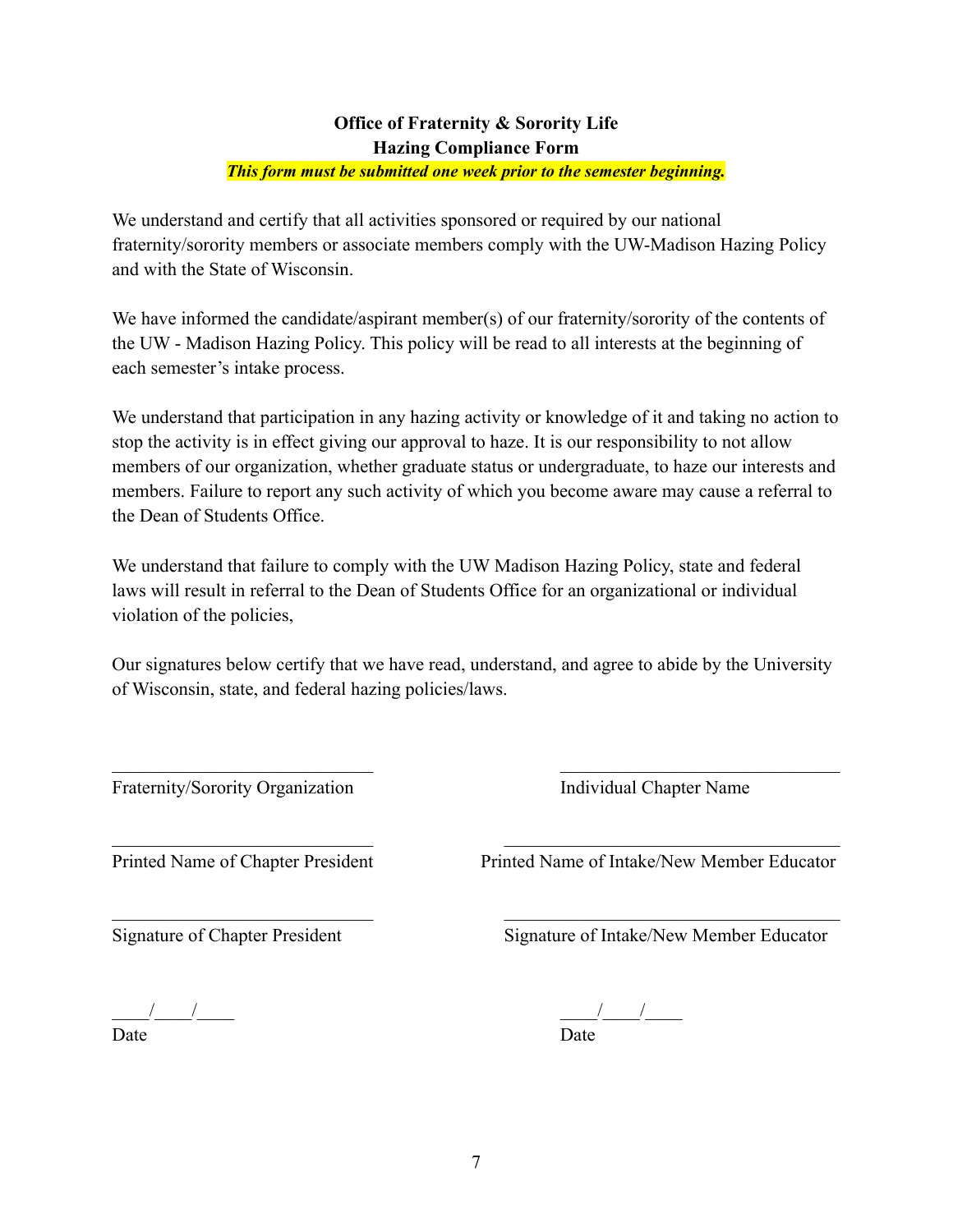**Office of Fraternity & Sorority Life**
**Hazing Compliance Form**
***This form must be submitted one week prior to the semester beginning.***

We understand and certify that all activities sponsored or required by our national fraternity/sorority members or associate members comply with the UW-Madison Hazing Policy and with the State of Wisconsin.

We have informed the candidate/aspirant member(s) of our fraternity/sorority of the contents of the UW - Madison Hazing Policy. This policy will be read to all interests at the beginning of each semester's intake process.

We understand that participation in any hazing activity or knowledge of it and taking no action to stop the activity is in effect giving our approval to haze. It is our responsibility to not allow members of our organization, whether graduate status or undergraduate, to haze our interests and members. Failure to report any such activity of which you become aware may cause a referral to the Dean of Students Office.

We understand that failure to comply with the UW Madison Hazing Policy, state and federal laws will result in referral to the Dean of Students Office for an organizational or individual violation of the policies,

Our signatures below certify that we have read, understand, and agree to abide by the University of Wisconsin, state, and federal hazing policies/laws.

\_\_\_\_\_\_\_\_\_\_\_\_\_\_\_\_\_\_\_\_\_\_\_\_\_\_\_\_\_\_
Fraternity/Sorority Organization

\_\_\_\_\_\_\_\_\_\_\_\_\_\_\_\_\_\_\_\_\_\_\_\_\_\_\_\_\_\_
Individual Chapter Name

\_\_\_\_\_\_\_\_\_\_\_\_\_\_\_\_\_\_\_\_\_\_\_\_\_\_\_\_\_\_
Printed Name of Chapter President

\_\_\_\_\_\_\_\_\_\_\_\_\_\_\_\_\_\_\_\_\_\_\_\_\_\_\_\_\_\_
Printed Name of Intake/New Member Educator

\_\_\_\_\_\_\_\_\_\_\_\_\_\_\_\_\_\_\_\_\_\_\_\_\_\_\_\_\_\_
Signature of Chapter President

\_\_\_\_\_\_\_\_\_\_\_\_\_\_\_\_\_\_\_\_\_\_\_\_\_\_\_\_\_\_
Signature of Intake/New Member Educator

\_\_\_\_/\_\_\_\_/\_\_\_\_
Date

\_\_\_\_/\_\_\_\_/\_\_\_\_
Date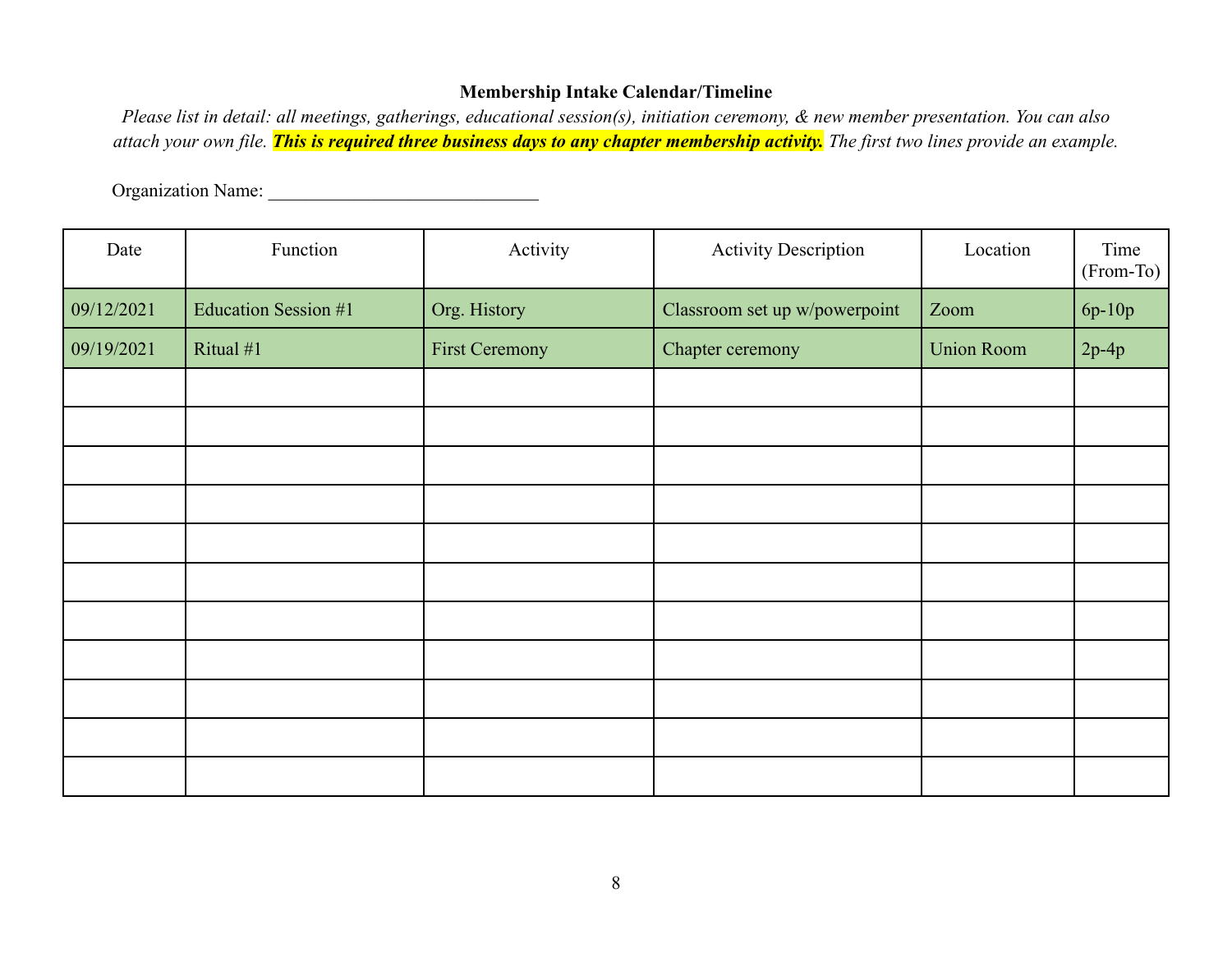**Membership Intake Calendar/Timeline**

*Please list in detail: all meetings, gatherings, educational session(s), initiation ceremony, & new member presentation. You can also attach your own file.* ***This is required three business days to any chapter membership activity.*** *The first two lines provide an example.*

Organization Name: ____________________________

| Date | Function | Activity | Activity Description | Location | Time (From-To) |
|---|---|---|---|---|---|
| 09/12/2021 | Education Session #1 | Org. History | Classroom set up w/powerpoint | Zoom | 6p-10p |
| 09/19/2021 | Ritual #1 | First Ceremony | Chapter ceremony | Union Room | 2p-4p |
| | | | | | |
| | | | | | |
| | | | | | |
| | | | | | |
| | | | | | |
| | | | | | |
| | | | | | |
| | | | | | |
| | | | | | |
| | | | | | |
| | | | | | |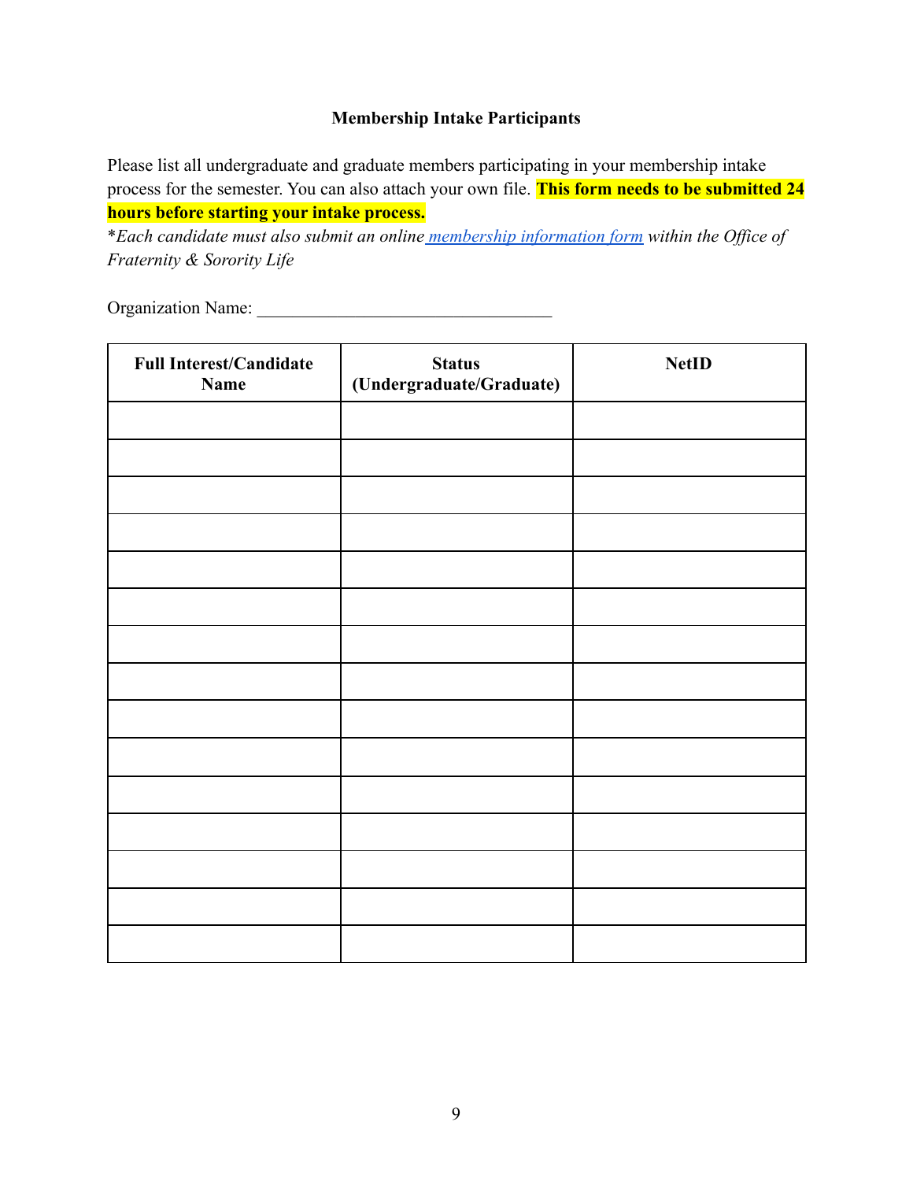### Membership Intake Participants

Please list all undergraduate and graduate members participating in your membership intake process for the semester. You can also attach your own file. **This form needs to be submitted 24 hours before starting your intake process.**

**Each candidate must also submit an online* [*membership information form*](#) *within the Office of Fraternity & Sorority Life*

Organization Name: ________________________________

| Full Interest/Candidate Name | Status (Undergraduate/Graduate) | NetID |
|---|---|---|
| | | |
| | | |
| | | |
| | | |
| | | |
| | | |
| | | |
| | | |
| | | |
| | | |
| | | |
| | | |
| | | |
| | | |
| | | |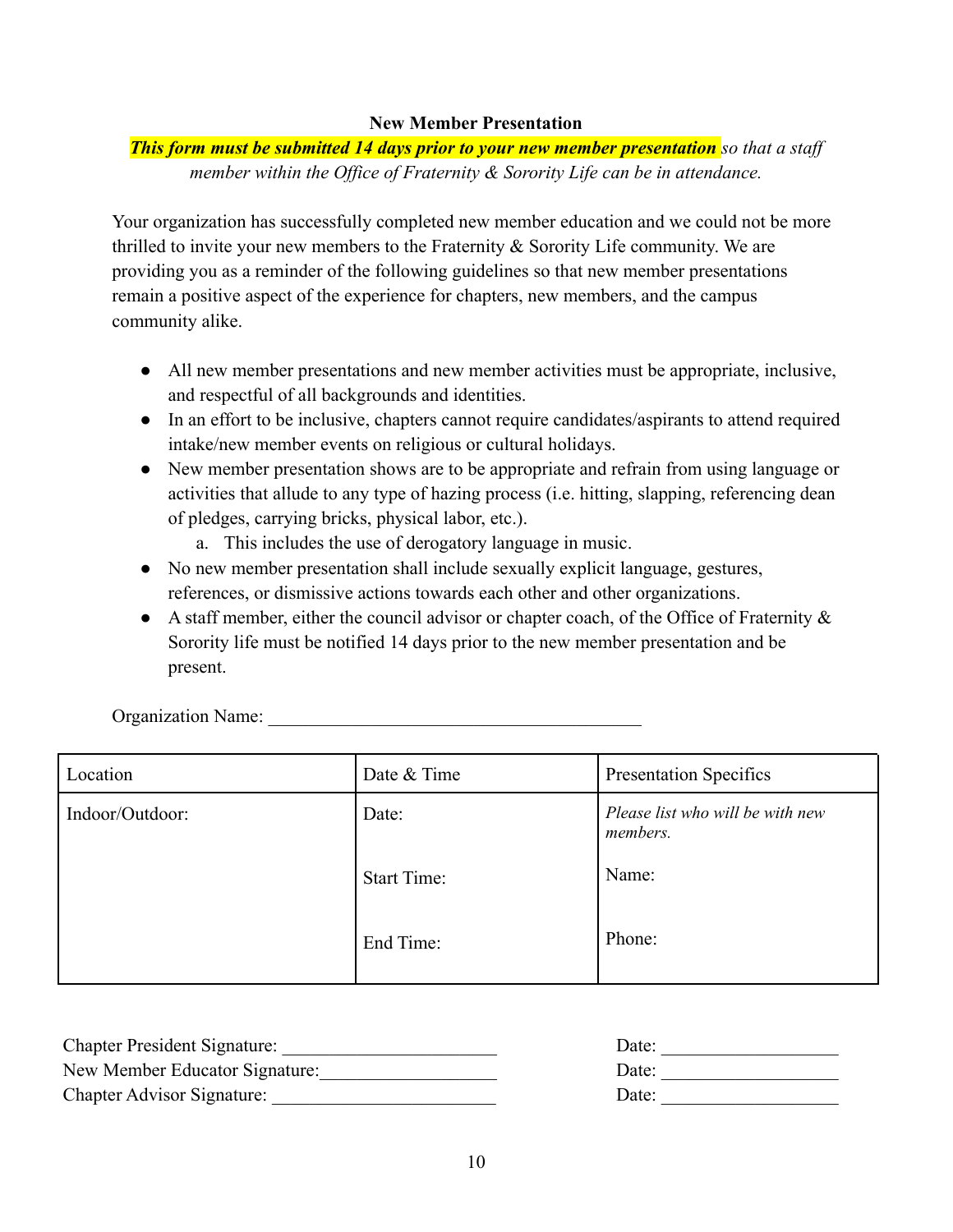**New Member Presentation**

***This form must be submitted 14 days prior to your new member presentation*** *so that a staff member within the Office of Fraternity & Sorority Life can be in attendance.*

Your organization has successfully completed new member education and we could not be more thrilled to invite your new members to the Fraternity & Sorority Life community. We are providing you as a reminder of the following guidelines so that new member presentations remain a positive aspect of the experience for chapters, new members, and the campus community alike.

- All new member presentations and new member activities must be appropriate, inclusive, and respectful of all backgrounds and identities.
- In an effort to be inclusive, chapters cannot require candidates/aspirants to attend required intake/new member events on religious or cultural holidays.
- New member presentation shows are to be appropriate and refrain from using language or activities that allude to any type of hazing process (i.e. hitting, slapping, referencing dean of pledges, carrying bricks, physical labor, etc.).
    a. This includes the use of derogatory language in music.
- No new member presentation shall include sexually explicit language, gestures, references, or dismissive actions towards each other and other organizations.
- A staff member, either the council advisor or chapter coach, of the Office of Fraternity & Sorority life must be notified 14 days prior to the new member presentation and be present.

Organization Name: ________________________________________

| Location | Date & Time | Presentation Specifics |
|---|---|---|
| Indoor/Outdoor: | Date:<br><br>Start Time:<br><br>End Time: | *Please list who will be with new members.*<br><br>Name:<br><br>Phone: |

Chapter President Signature: ______________________ Date: ___________________

New Member Educator Signature: ___________________ Date: ___________________

Chapter Advisor Signature: ________________________ Date: ___________________